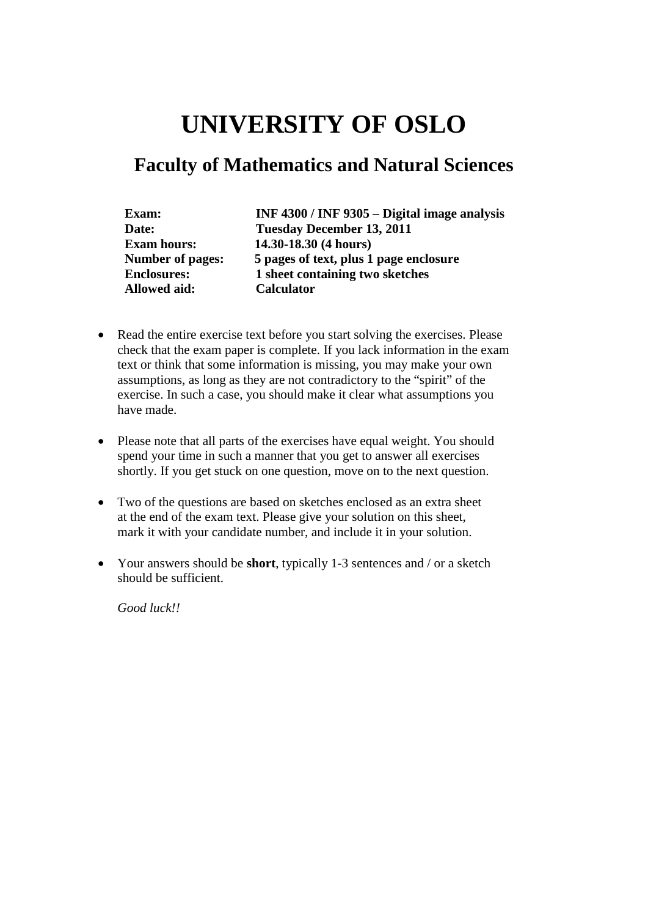# UNIVERSITY OF OSLO

## Faculty of Mathematics and Natural Sciences

| | |
|---|---|
| **Exam:** | **INF 4300 / INF 9305 – Digital image analysis** |
| **Date:** | **Tuesday December 13, 2011** |
| **Exam hours:** | **14.30-18.30 (4 hours)** |
| **Number of pages:** | **5 pages of text, plus 1 page enclosure** |
| **Enclosures:** | **1 sheet containing two sketches** |
| **Allowed aid:** | **Calculator** |

- Read the entire exercise text before you start solving the exercises. Please check that the exam paper is complete. If you lack information in the exam text or think that some information is missing, you may make your own assumptions, as long as they are not contradictory to the "spirit" of the exercise. In such a case, you should make it clear what assumptions you have made.

- Please note that all parts of the exercises have equal weight. You should spend your time in such a manner that you get to answer all exercises shortly. If you get stuck on one question, move on to the next question.

- Two of the questions are based on sketches enclosed as an extra sheet at the end of the exam text. Please give your solution on this sheet, mark it with your candidate number, and include it in your solution.

- Your answers should be **short**, typically 1-3 sentences and / or a sketch should be sufficient.

  *Good luck!!*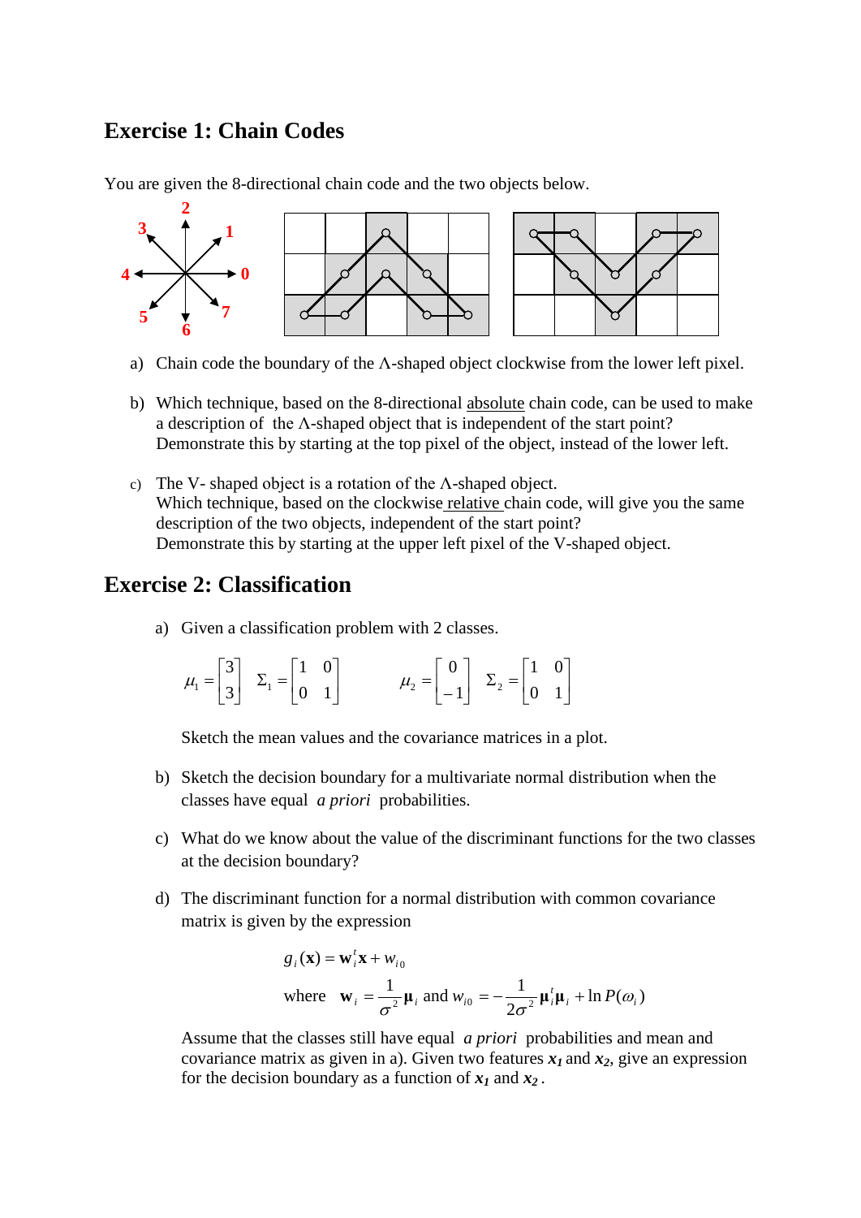## Exercise 1: Chain Codes

You are given the 8-directional chain code and the two objects below.

a) Chain code the boundary of the Λ-shaped object clockwise from the lower left pixel.

b) Which technique, based on the 8-directional absolute chain code, can be used to make a description of the Λ-shaped object that is independent of the start point? Demonstrate this by starting at the top pixel of the object, instead of the lower left.

c) The V- shaped object is a rotation of the Λ-shaped object. Which technique, based on the clockwise relative chain code, will give you the same description of the two objects, independent of the start point? Demonstrate this by starting at the upper left pixel of the V-shaped object.

## Exercise 2: Classification

a) Given a classification problem with 2 classes.

$$\mu_1 = \begin{bmatrix} 3 \\ 3 \end{bmatrix} \quad \Sigma_1 = \begin{bmatrix} 1 & 0 \\ 0 & 1 \end{bmatrix} \qquad \mu_2 = \begin{bmatrix} 0 \\ -1 \end{bmatrix} \quad \Sigma_2 = \begin{bmatrix} 1 & 0 \\ 0 & 1 \end{bmatrix}$$

Sketch the mean values and the covariance matrices in a plot.

b) Sketch the decision boundary for a multivariate normal distribution when the classes have equal *a priori* probabilities.

c) What do we know about the value of the discriminant functions for the two classes at the decision boundary?

d) The discriminant function for a normal distribution with common covariance matrix is given by the expression

$$g_i(\mathbf{x}) = \mathbf{w}_i^t \mathbf{x} + w_{i0}$$

$$\text{where} \quad \mathbf{w}_i = \frac{1}{\sigma^2}\boldsymbol{\mu}_i \text{ and } w_{i0} = -\frac{1}{2\sigma^2}\boldsymbol{\mu}_i^t\boldsymbol{\mu}_i + \ln P(\omega_i)$$

Assume that the classes still have equal *a priori* probabilities and mean and covariance matrix as given in a). Given two features $x_1$ and $x_2$, give an expression for the decision boundary as a function of $x_1$ and $x_2$.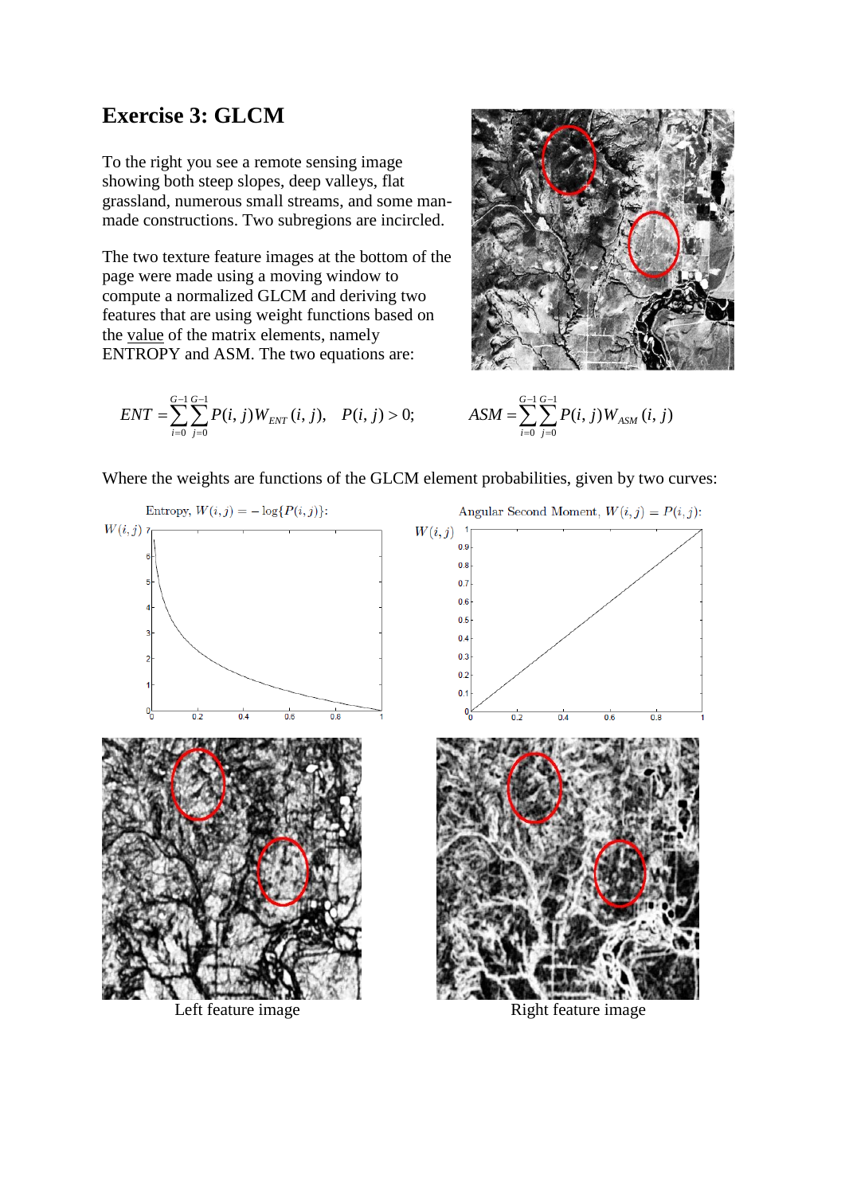# Exercise 3: GLCM

To the right you see a remote sensing image showing both steep slopes, deep valleys, flat grassland, numerous small streams, and some man-made constructions. Two subregions are incircled.

The two texture feature images at the bottom of the page were made using a moving window to compute a normalized GLCM and deriving two features that are using weight functions based on the value of the matrix elements, namely ENTROPY and ASM. The two equations are:

$$ENT = \sum_{i=0}^{G-1}\sum_{j=0}^{G-1} P(i,j) W_{ENT}(i,j), \quad P(i,j) > 0; \qquad ASM = \sum_{i=0}^{G-1}\sum_{j=0}^{G-1} P(i,j) W_{ASM}(i,j)$$

Where the weights are functions of the GLCM element probabilities, given by two curves:

Entropy, $W(i,j) = -\log\{P(i,j)\}$:

Angular Second Moment, $W(i,j) = P(i,j)$:

Left feature image

Right feature image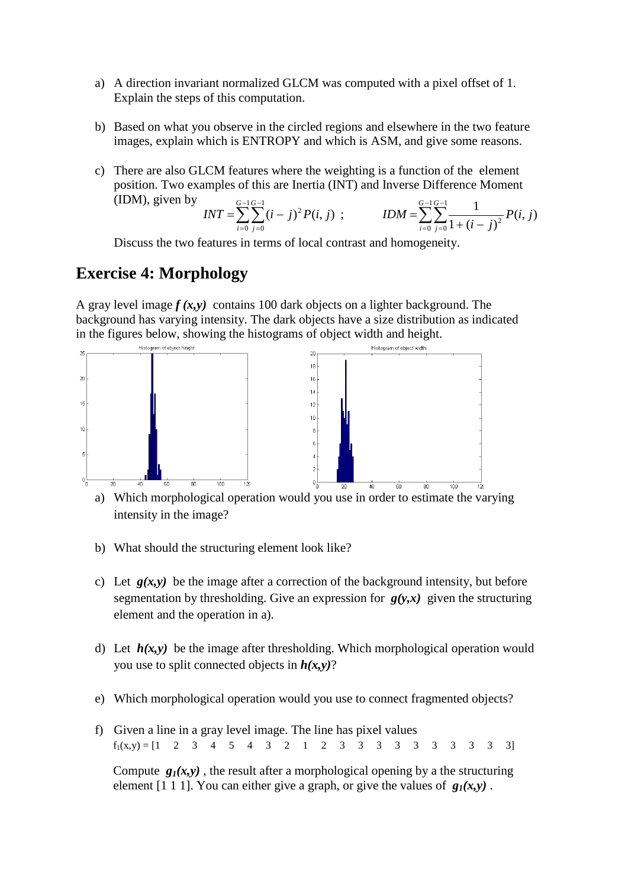a) A direction invariant normalized GLCM was computed with a pixel offset of 1. Explain the steps of this computation.

b) Based on what you observe in the circled regions and elsewhere in the two feature images, explain which is ENTROPY and which is ASM, and give some reasons.

c) There are also GLCM features where the weighting is a function of the element position. Two examples of this are Inertia (INT) and Inverse Difference Moment (IDM), given by

$$INT = \sum_{i=0}^{G-1}\sum_{j=0}^{G-1}(i-j)^2 P(i,j) \; ; \qquad IDM = \sum_{i=0}^{G-1}\sum_{j=0}^{G-1}\frac{1}{1+(i-j)^2}P(i,j)$$

Discuss the two features in terms of local contrast and homogeneity.

## Exercise 4: Morphology

A gray level image ***f (x,y)*** contains 100 dark objects on a lighter background. The background has varying intensity. The dark objects have a size distribution as indicated in the figures below, showing the histograms of object width and height.

a) Which morphological operation would you use in order to estimate the varying intensity in the image?

b) What should the structuring element look like?

c) Let ***g(x,y)*** be the image after a correction of the background intensity, but before segmentation by thresholding. Give an expression for ***g(y,x)*** given the structuring element and the operation in a).

d) Let ***h(x,y)*** be the image after thresholding. Which morphological operation would you use to split connected objects in ***h(x,y)***?

e) Which morphological operation would you use to connect fragmented objects?

f) Given a line in a gray level image. The line has pixel values

$f_1(x,y)$ = [1 2 3 4 5 4 3 2 1 2 3 3 3 3 3 3 3 3 3 3]

Compute $g_1(x,y)$ , the result after a morphological opening by a the structuring element [1 1 1]. You can either give a graph, or give the values of $g_1(x,y)$ .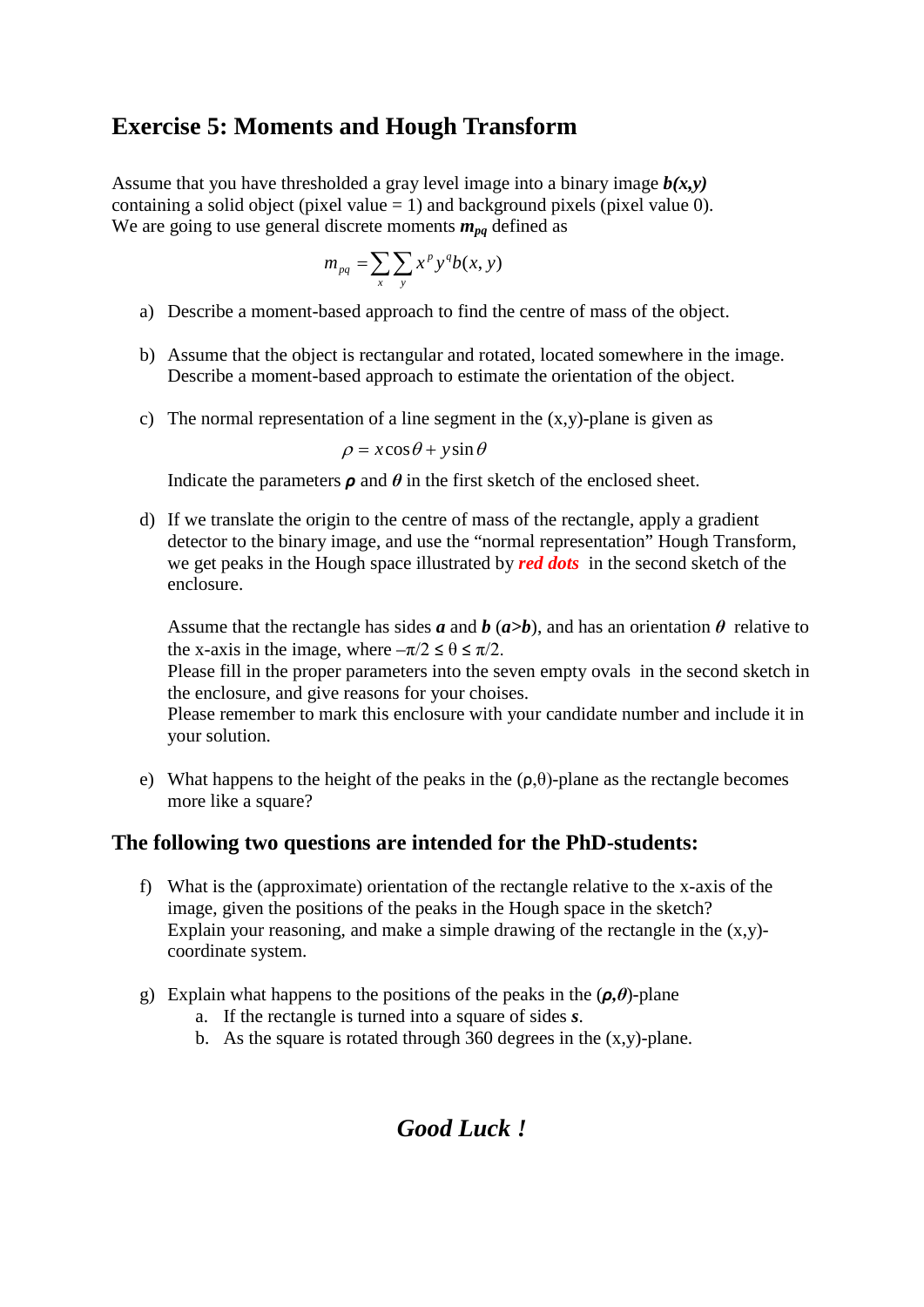# Exercise 5: Moments and Hough Transform

Assume that you have thresholded a gray level image into a binary image ***b(x,y)*** containing a solid object (pixel value = 1) and background pixels (pixel value 0). We are going to use general discrete moments $m_{pq}$ defined as

$$m_{pq} = \sum_x \sum_y x^p y^q b(x, y)$$

a) Describe a moment-based approach to find the centre of mass of the object.

b) Assume that the object is rectangular and rotated, located somewhere in the image. Describe a moment-based approach to estimate the orientation of the object.

c) The normal representation of a line segment in the (x,y)-plane is given as

$$\rho = x\cos\theta + y\sin\theta$$

Indicate the parameters $\rho$ and $\theta$ in the first sketch of the enclosed sheet.

d) If we translate the origin to the centre of mass of the rectangle, apply a gradient detector to the binary image, and use the "normal representation" Hough Transform, we get peaks in the Hough space illustrated by ***red dots*** in the second sketch of the enclosure.

   Assume that the rectangle has sides $a$ and $b$ ($a>b$), and has an orientation $\theta$ relative to the x-axis in the image, where $-\pi/2 \leq \theta \leq \pi/2$.
   Please fill in the proper parameters into the seven empty ovals in the second sketch in the enclosure, and give reasons for your choises.
   Please remember to mark this enclosure with your candidate number and include it in your solution.

e) What happens to the height of the peaks in the $(\rho,\theta)$-plane as the rectangle becomes more like a square?

## The following two questions are intended for the PhD-students:

f) What is the (approximate) orientation of the rectangle relative to the x-axis of the image, given the positions of the peaks in the Hough space in the sketch?
   Explain your reasoning, and make a simple drawing of the rectangle in the (x,y)-coordinate system.

g) Explain what happens to the positions of the peaks in the $(\rho,\theta)$-plane
   a. If the rectangle is turned into a square of sides $s$.
   b. As the square is rotated through 360 degrees in the (x,y)-plane.

***Good Luck !***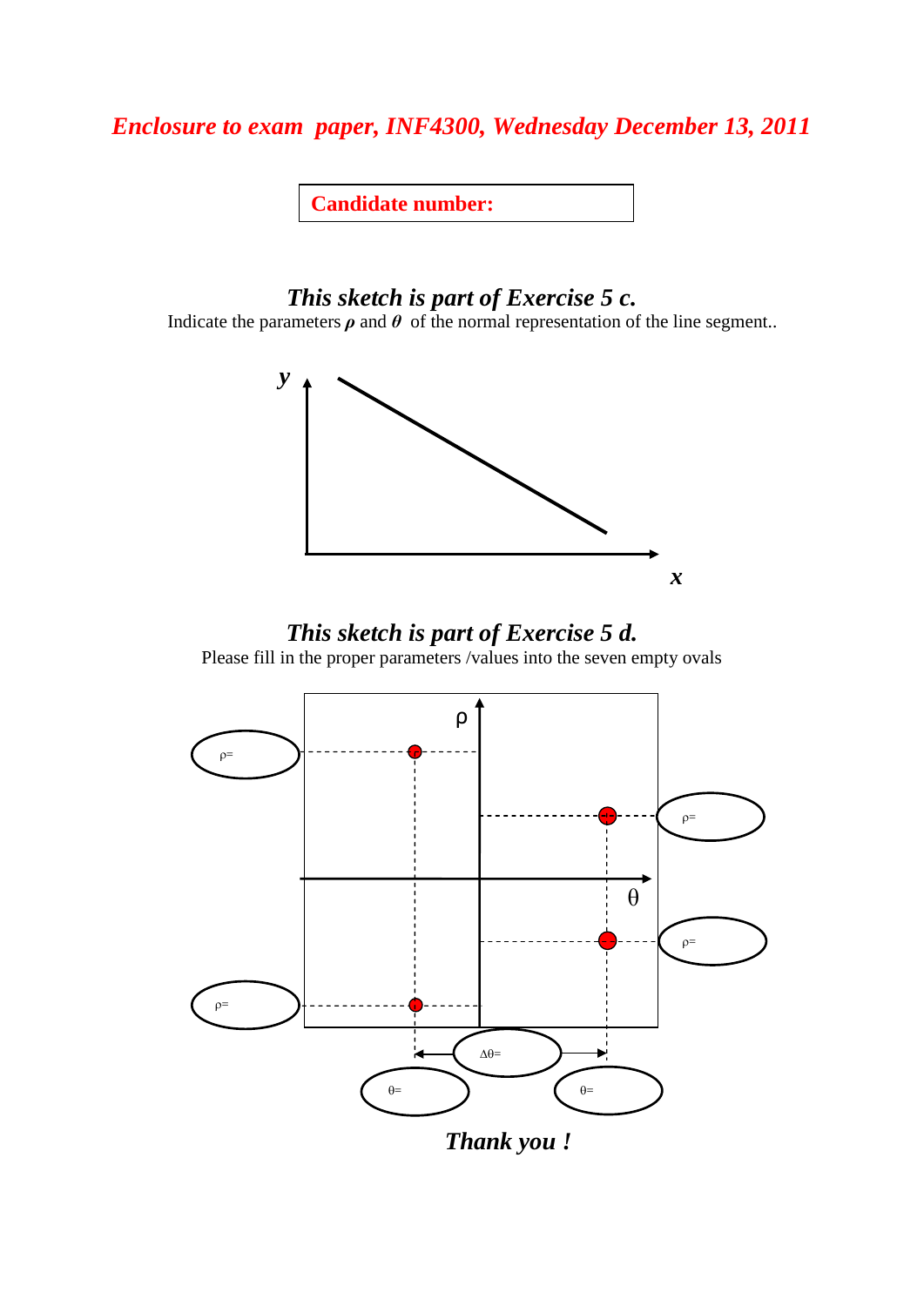*Enclosure to exam paper, INF4300, Wednesday December 13, 2011*

**Candidate number:**

### *This sketch is part of Exercise 5 c.*

Indicate the parameters $\rho$ and $\theta$ of the normal representation of the line segment..

y

x

### *This sketch is part of Exercise 5 d.*

Please fill in the proper parameters /values into the seven empty ovals

ρ

θ

ρ=

ρ=

ρ=

ρ=

Δθ=

θ=

θ=

***Thank you !***